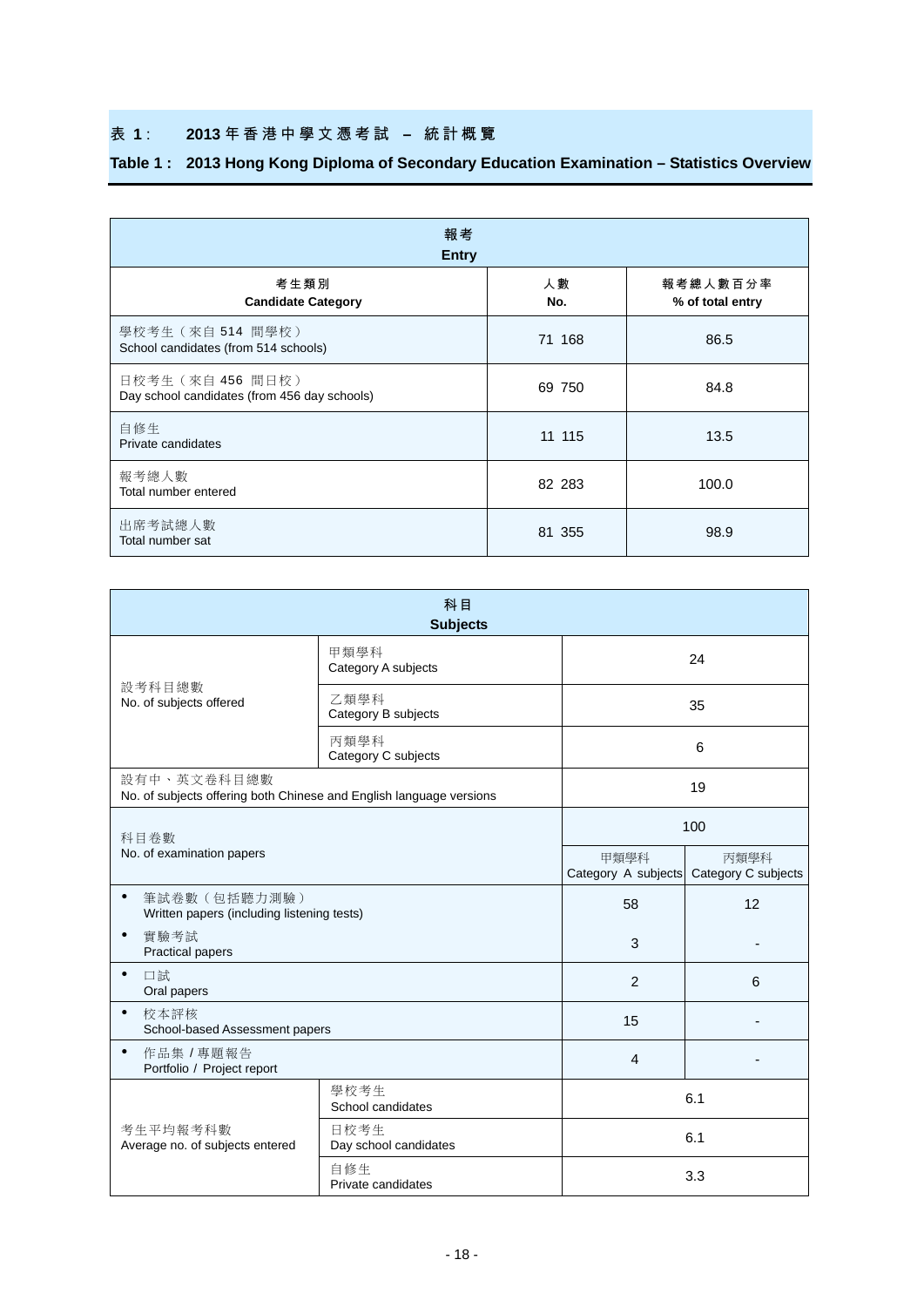## 表 1： 2013 年香港中學文憑考試 – 統計概覽

## Table 1 : 2013 Hong Kong Diploma of Secondary Education Examination – Statistics Overview

| 報考<br>Entry | | |
|---|---|---|
| **考生類別<br>Candidate Category** | **人數<br>No.** | **報考總人數百分率<br>% of total entry** |
| 學校考生（來自 514 間學校）<br>School candidates (from 514 schools) | 71 168 | 86.5 |
| 日校考生（來自 456 間日校）<br>Day school candidates (from 456 day schools) | 69 750 | 84.8 |
| 自修生<br>Private candidates | 11 115 | 13.5 |
| 報考總人數<br>Total number entered | 82 283 | 100.0 |
| 出席考試總人數<br>Total number sat | 81 355 | 98.9 |

| 科目<br>Subjects | | | |
|---|---|---|---|
| 設考科目總數<br>No. of subjects offered | 甲類學科<br>Category A subjects | 24 | |
| | 乙類學科<br>Category B subjects | 35 | |
| | 丙類學科<br>Category C subjects | 6 | |
| 設有中、英文卷科目總數<br>No. of subjects offering both Chinese and English language versions | | 19 | |
| 科目卷數<br>No. of examination papers | | 100 | |
| | | 甲類學科<br>Category A subjects | 丙類學科<br>Category C subjects |
| • 筆試卷數（包括聽力測驗）<br>Written papers (including listening tests) | | 58 | 12 |
| • 實驗考試<br>Practical papers | | 3 | - |
| • 口試<br>Oral papers | | 2 | 6 |
| • 校本評核<br>School-based Assessment papers | | 15 | - |
| • 作品集 / 專題報告<br>Portfolio / Project report | | 4 | - |
| 考生平均報考科數<br>Average no. of subjects entered | 學校考生<br>School candidates | 6.1 | |
| | 日校考生<br>Day school candidates | 6.1 | |
| | 自修生<br>Private candidates | 3.3 | |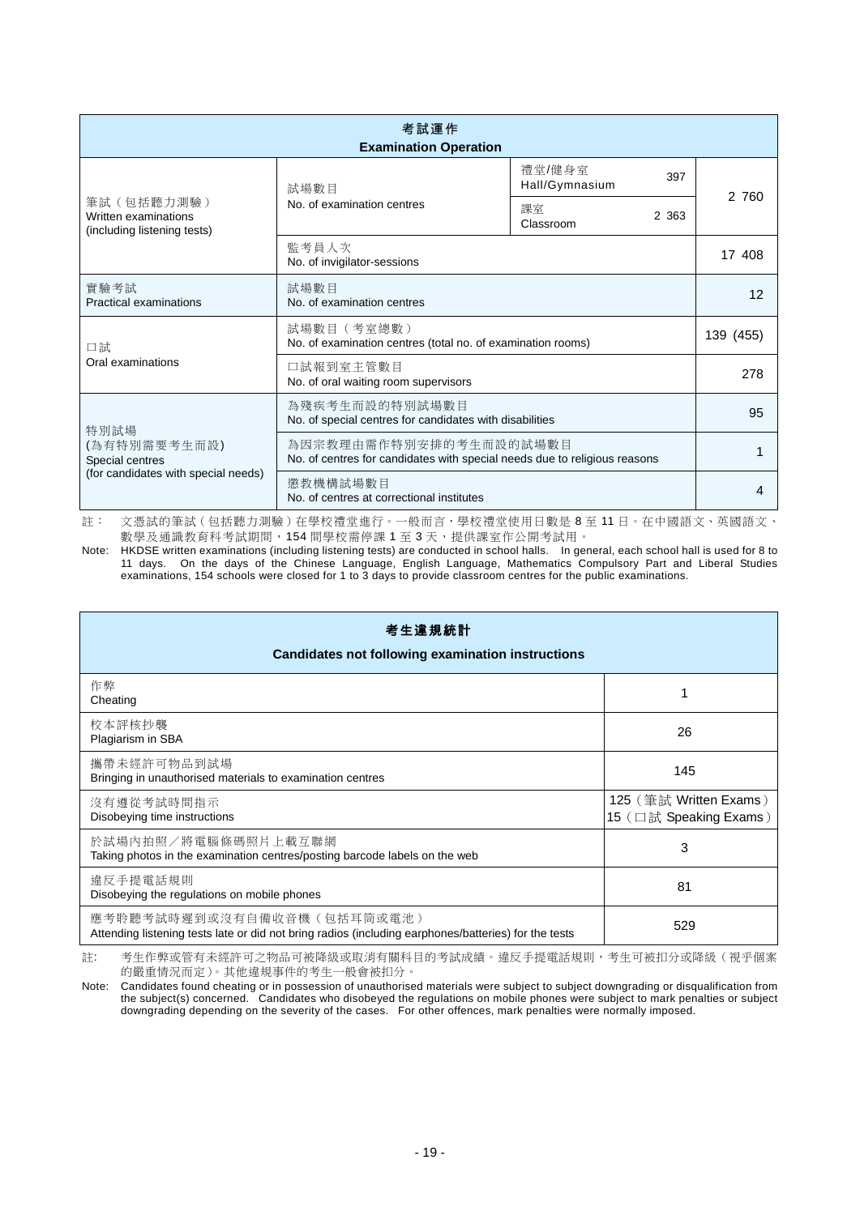| 考試運作<br>Examination Operation | | | | |
|---|---|---|---|---|
| 筆試（包括聽力測驗）<br>Written examinations (including listening tests) | 試場數目<br>No. of examination centres | 禮堂/健身室<br>Hall/Gymnasium | 397 | 2 760 |
| | | 課室<br>Classroom | 2 363 | |
| | 監考員人次<br>No. of invigilator-sessions | | | 17 408 |
| 實驗考試<br>Practical examinations | 試場數目<br>No. of examination centres | | | 12 |
| 口試<br>Oral examinations | 試場數目（考室總數）<br>No. of examination centres (total no. of examination rooms) | | | 139 (455) |
| | 口試報到室主管數目<br>No. of oral waiting room supervisors | | | 278 |
| 特別試場<br>(為有特別需要考生而設)<br>Special centres<br>(for candidates with special needs) | 為殘疾考生而設的特別試場數目<br>No. of special centres for candidates with disabilities | | | 95 |
| | 為因宗教理由需作特別安排的考生而設的試場數目<br>No. of centres for candidates with special needs due to religious reasons | | | 1 |
| | 懲教機構試場數目<br>No. of centres at correctional institutes | | | 4 |

註： 文憑試的筆試（包括聽力測驗）在學校禮堂進行。一般而言，學校禮堂使用日數是 8 至 11 日。在中國語文、英國語文、數學及通識教育科考試期間，154 間學校需停課 1 至 3 天，提供課室作公開考試用。

Note: HKDSE written examinations (including listening tests) are conducted in school halls. In general, each school hall is used for 8 to 11 days. On the days of the Chinese Language, English Language, Mathematics Compulsory Part and Liberal Studies examinations, 154 schools were closed for 1 to 3 days to provide classroom centres for the public examinations.

| 考生違規統計<br>Candidates not following examination instructions | |
|---|---|
| 作弊<br>Cheating | 1 |
| 校本評核抄襲<br>Plagiarism in SBA | 26 |
| 攜帶未經許可物品到試場<br>Bringing in unauthorised materials to examination centres | 145 |
| 沒有遵從考試時間指示<br>Disobeying time instructions | 125（筆試 Written Exams）<br>15（口試 Speaking Exams） |
| 於試場內拍照／將電腦條碼照片上載互聯網<br>Taking photos in the examination centres/posting barcode labels on the web | 3 |
| 違反手提電話規則<br>Disobeying the regulations on mobile phones | 81 |
| 應考聆聽考試時遲到或沒有自備收音機（包括耳筒或電池）<br>Attending listening tests late or did not bring radios (including earphones/batteries) for the tests | 529 |

註: 考生作弊或管有未經許可之物品可被降級或取消有關科目的考試成績。違反手提電話規則，考生可被扣分或降級（視乎個案的嚴重情況而定）。其他違規事件的考生一般會被扣分。

Note: Candidates found cheating or in possession of unauthorised materials were subject to subject downgrading or disqualification from the subject(s) concerned. Candidates who disobeyed the regulations on mobile phones were subject to mark penalties or subject downgrading depending on the severity of the cases. For other offences, mark penalties were normally imposed.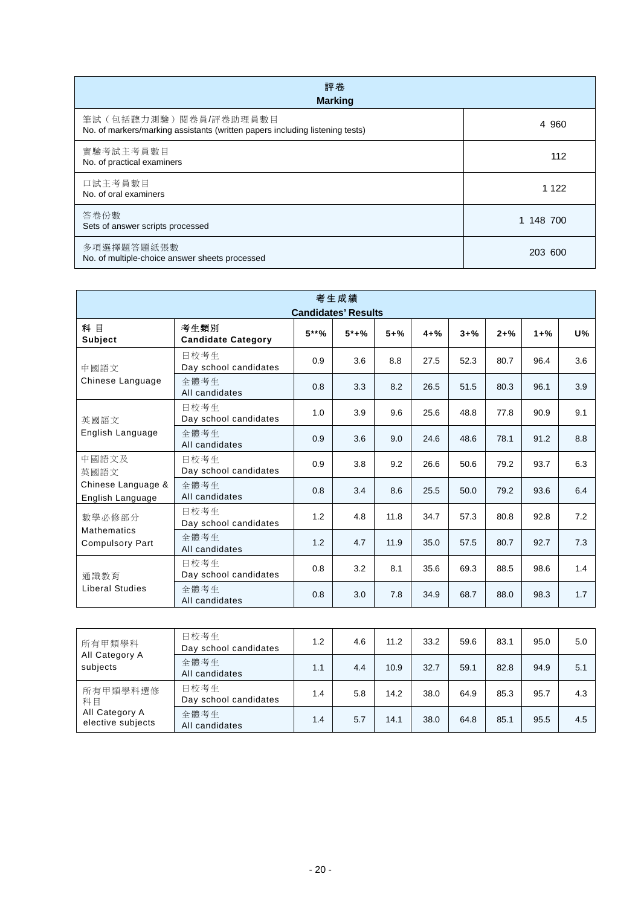| 評卷<br>**Marking** | |
|---|---|
| 筆試（包括聽力測驗）閱卷員/評卷助理員數目<br>No. of markers/marking assistants (written papers including listening tests) | 4 960 |
| 實驗考試主考員數目<br>No. of practical examiners | 112 |
| 口試主考員數目<br>No. of oral examiners | 1 122 |
| 答卷份數<br>Sets of answer scripts processed | 1 148 700 |
| 多項選擇題答題紙張數<br>No. of multiple-choice answer sheets processed | 203 600 |

**考生成績**
**Candidates' Results**

| 科目<br>**Subject** | 考生類別<br>**Candidate Category** | 5**% | 5*+% | 5+% | 4+% | 3+% | 2+% | 1+% | U% |
|---|---|---|---|---|---|---|---|---|---|
| 中國語文<br>Chinese Language | 日校考生<br>Day school candidates | 0.9 | 3.6 | 8.8 | 27.5 | 52.3 | 80.7 | 96.4 | 3.6 |
| | 全體考生<br>All candidates | 0.8 | 3.3 | 8.2 | 26.5 | 51.5 | 80.3 | 96.1 | 3.9 |
| 英國語文<br>English Language | 日校考生<br>Day school candidates | 1.0 | 3.9 | 9.6 | 25.6 | 48.8 | 77.8 | 90.9 | 9.1 |
| | 全體考生<br>All candidates | 0.9 | 3.6 | 9.0 | 24.6 | 48.6 | 78.1 | 91.2 | 8.8 |
| 中國語文及英國語文<br>Chinese Language & English Language | 日校考生<br>Day school candidates | 0.9 | 3.8 | 9.2 | 26.6 | 50.6 | 79.2 | 93.7 | 6.3 |
| | 全體考生<br>All candidates | 0.8 | 3.4 | 8.6 | 25.5 | 50.0 | 79.2 | 93.6 | 6.4 |
| 數學必修部分<br>Mathematics Compulsory Part | 日校考生<br>Day school candidates | 1.2 | 4.8 | 11.8 | 34.7 | 57.3 | 80.8 | 92.8 | 7.2 |
| | 全體考生<br>All candidates | 1.2 | 4.7 | 11.9 | 35.0 | 57.5 | 80.7 | 92.7 | 7.3 |
| 通識教育<br>Liberal Studies | 日校考生<br>Day school candidates | 0.8 | 3.2 | 8.1 | 35.6 | 69.3 | 88.5 | 98.6 | 1.4 |
| | 全體考生<br>All candidates | 0.8 | 3.0 | 7.8 | 34.9 | 68.7 | 88.0 | 98.3 | 1.7 |
| 所有甲類學科<br>All Category A subjects | 日校考生<br>Day school candidates | 1.2 | 4.6 | 11.2 | 33.2 | 59.6 | 83.1 | 95.0 | 5.0 |
| | 全體考生<br>All candidates | 1.1 | 4.4 | 10.9 | 32.7 | 59.1 | 82.8 | 94.9 | 5.1 |
| 所有甲類學科選修科目<br>All Category A elective subjects | 日校考生<br>Day school candidates | 1.4 | 5.8 | 14.2 | 38.0 | 64.9 | 85.3 | 95.7 | 4.3 |
| | 全體考生<br>All candidates | 1.4 | 5.7 | 14.1 | 38.0 | 64.8 | 85.1 | 95.5 | 4.5 |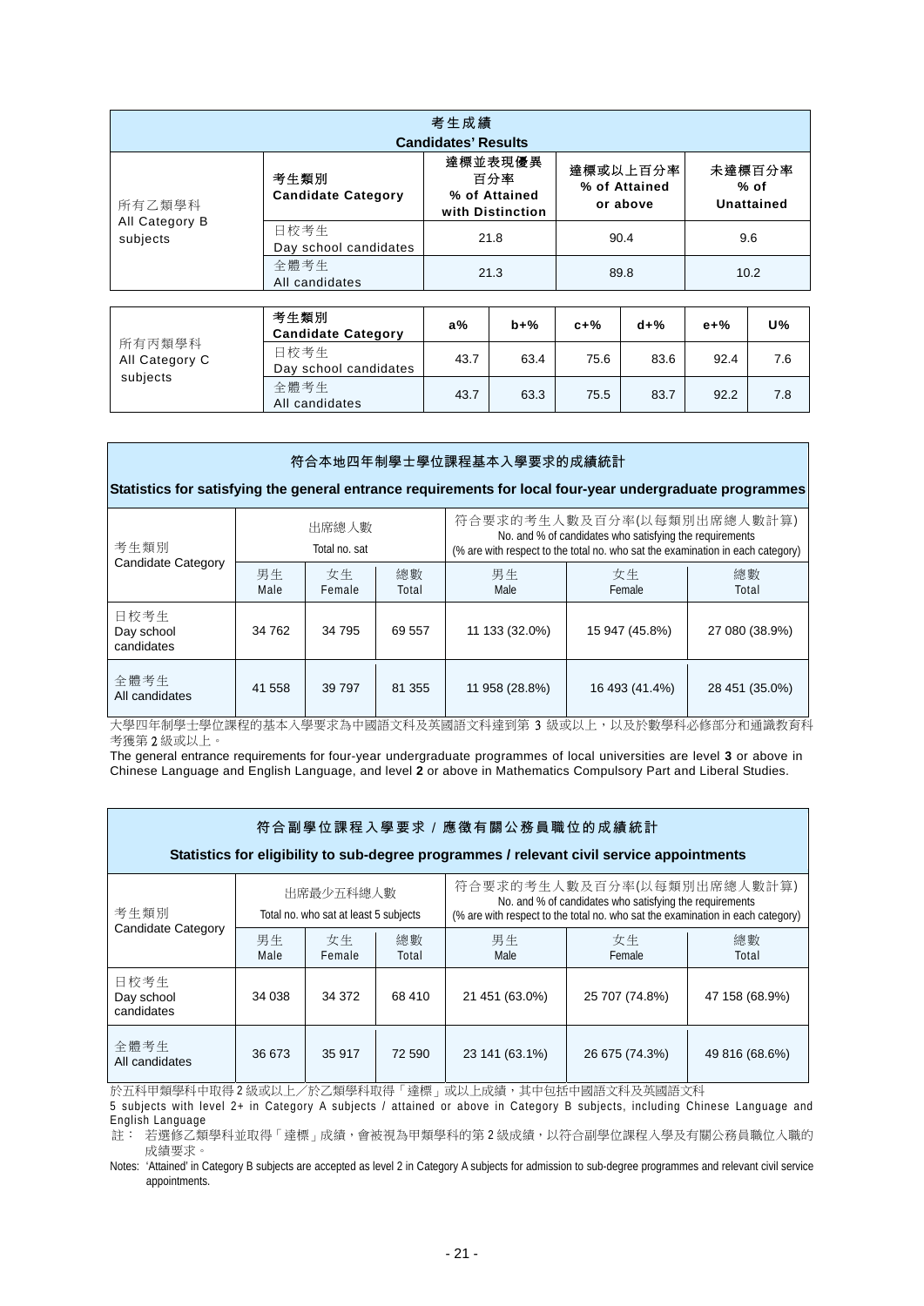| 考生成績 Candidates' Results | | | | |
|---|---|---|---|---|
| | 考生類別 Candidate Category | 達標並表現優異百分率 % of Attained with Distinction | 達標或以上百分率 % of Attained or above | 未達標百分率 % of Unattained |
| 所有乙類學科 All Category B subjects | 日校考生 Day school candidates | 21.8 | 90.4 | 9.6 |
| | 全體考生 All candidates | 21.3 | 89.8 | 10.2 |

| | 考生類別 Candidate Category | a% | b+% | c+% | d+% | e+% | U% |
|---|---|---|---|---|---|---|---|
| 所有丙類學科 All Category C subjects | 日校考生 Day school candidates | 43.7 | 63.4 | 75.6 | 83.6 | 92.4 | 7.6 |
| | 全體考生 All candidates | 43.7 | 63.3 | 75.5 | 83.7 | 92.2 | 7.8 |

**符合本地四年制學士學位課程基本入學要求的成績統計**

**Statistics for satisfying the general entrance requirements for local four-year undergraduate programmes**

| 考生類別 Candidate Category | 出席總人數 Total no. sat | | | 符合要求的考生人數及百分率(以每類別出席總人數計算) No. and % of candidates who satisfying the requirements (% are with respect to the total no. who sat the examination in each category) | | |
|---|---|---|---|---|---|---|
| | 男生 Male | 女生 Female | 總數 Total | 男生 Male | 女生 Female | 總數 Total |
| 日校考生 Day school candidates | 34 762 | 34 795 | 69 557 | 11 133 (32.0%) | 15 947 (45.8%) | 27 080 (38.9%) |
| 全體考生 All candidates | 41 558 | 39 797 | 81 355 | 11 958 (28.8%) | 16 493 (41.4%) | 28 451 (35.0%) |

大學四年制學士學位課程的基本入學要求為中國語文科及英國語文科達到第 3 級或以上，以及於數學科必修部分和通識教育科考獲第 2 級或以上。

The general entrance requirements for four-year undergraduate programmes of local universities are level **3** or above in Chinese Language and English Language, and level **2** or above in Mathematics Compulsory Part and Liberal Studies.

**符合副學位課程入學要求 / 應徵有關公務員職位的成績統計**

**Statistics for eligibility to sub-degree programmes / relevant civil service appointments**

| 考生類別 Candidate Category | 出席最少五科總人數 Total no. who sat at least 5 subjects | | | 符合要求的考生人數及百分率(以每類別出席總人數計算) No. and % of candidates who satisfying the requirements (% are with respect to the total no. who sat the examination in each category) | | |
|---|---|---|---|---|---|---|
| | 男生 Male | 女生 Female | 總數 Total | 男生 Male | 女生 Female | 總數 Total |
| 日校考生 Day school candidates | 34 038 | 34 372 | 68 410 | 21 451 (63.0%) | 25 707 (74.8%) | 47 158 (68.9%) |
| 全體考生 All candidates | 36 673 | 35 917 | 72 590 | 23 141 (63.1%) | 26 675 (74.3%) | 49 816 (68.6%) |

於五科甲類學科中取得 2 級或以上／於乙類學科取得「達標」或以上成績，其中包括中國語文科及英國語文科

5 subjects with level 2+ in Category A subjects / attained or above in Category B subjects, including Chinese Language and English Language

註： 若選修乙類學科並取得「達標」成績，會被視為甲類學科的第 2 級成績，以符合副學位課程入學及有關公務員職位入職的成績要求。

Notes: 'Attained' in Category B subjects are accepted as level 2 in Category A subjects for admission to sub-degree programmes and relevant civil service appointments.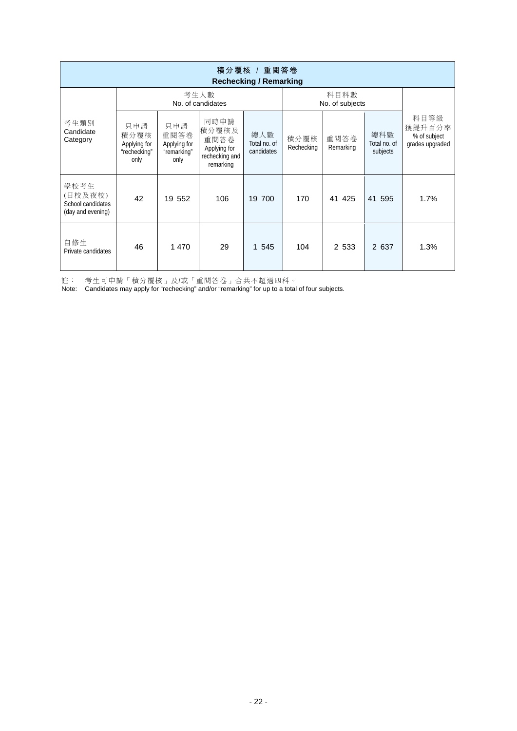| 積分覆核 / 重閱答卷 Rechecking / Remarking | | | | | | | | |
|---|---|---|---|---|---|---|---|---|
| 考生類別 Candidate Category | 考生人數 No. of candidates | | | | 科目科數 No. of subjects | | | 科目等級獲提升百分率 % of subject grades upgraded |
| | 只申請積分覆核 Applying for "rechecking" only | 只申請重閱答卷 Applying for "remarking" only | 同時申請積分覆核及重閱答卷 Applying for rechecking and remarking | 總人數 Total no. of candidates | 積分覆核 Rechecking | 重閱答卷 Remarking | 總科數 Total no. of subjects | |
| 學校考生 (日校及夜校) School candidates (day and evening) | 42 | 19 552 | 106 | 19 700 | 170 | 41 425 | 41 595 | 1.7% |
| 自修生 Private candidates | 46 | 1 470 | 29 | 1 545 | 104 | 2 533 | 2 637 | 1.3% |

註： 考生可申請「積分覆核」及/或「重閱答卷」合共不超過四科。

Note: Candidates may apply for "rechecking" and/or "remarking" for up to a total of four subjects.